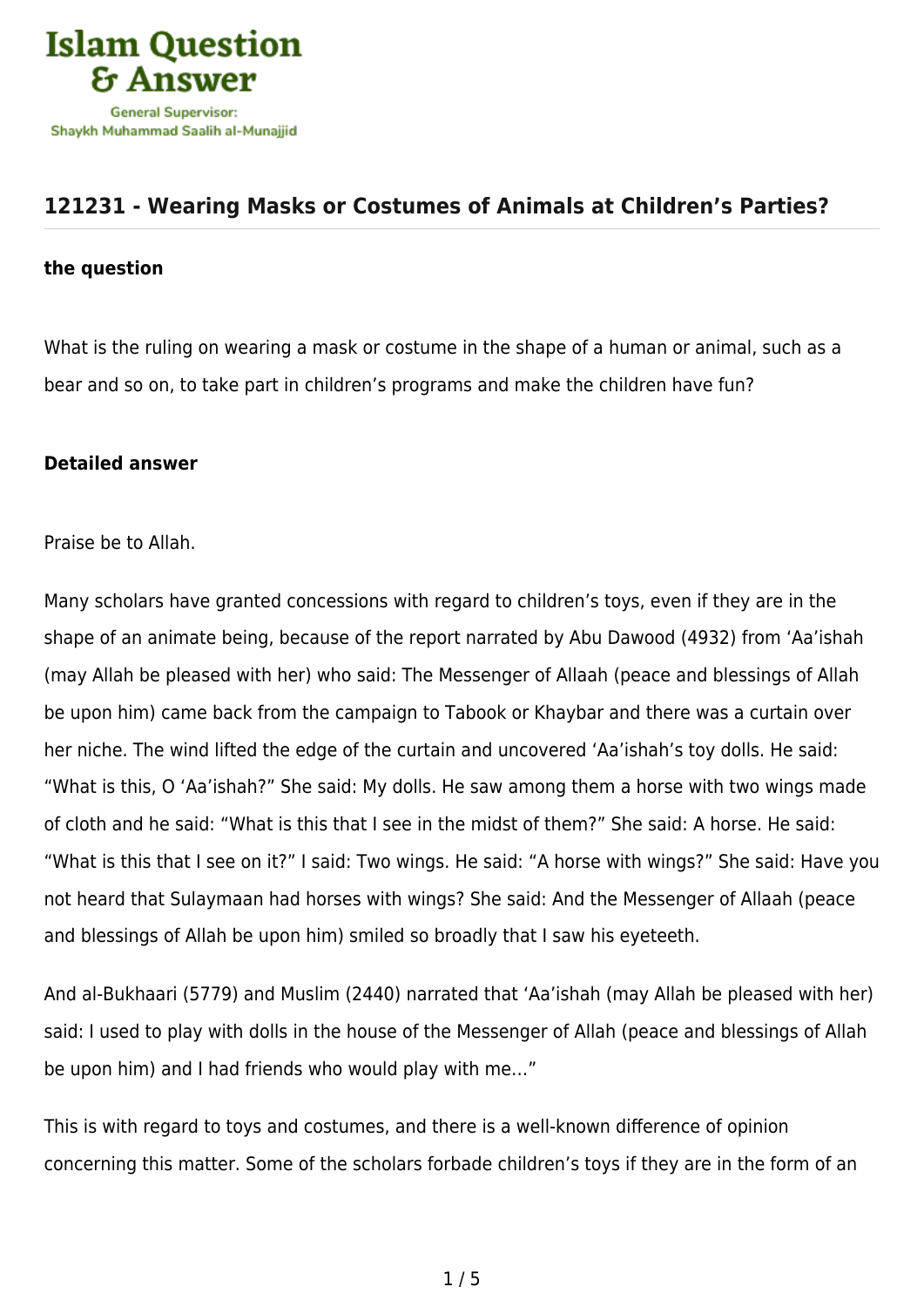## 121231 - Wearing Masks or Costumes of Animals at Children's Parties?

**the question**

What is the ruling on wearing a mask or costume in the shape of a human or animal, such as a bear and so on, to take part in children's programs and make the children have fun?

**Detailed answer**

Praise be to Allah.

Many scholars have granted concessions with regard to children's toys, even if they are in the shape of an animate being, because of the report narrated by Abu Dawood (4932) from 'Aa'ishah (may Allah be pleased with her) who said: The Messenger of Allaah (peace and blessings of Allah be upon him) came back from the campaign to Tabook or Khaybar and there was a curtain over her niche. The wind lifted the edge of the curtain and uncovered 'Aa'ishah's toy dolls. He said: "What is this, O 'Aa'ishah?" She said: My dolls. He saw among them a horse with two wings made of cloth and he said: "What is this that I see in the midst of them?" She said: A horse. He said: "What is this that I see on it?" I said: Two wings. He said: "A horse with wings?" She said: Have you not heard that Sulaymaan had horses with wings? She said: And the Messenger of Allaah (peace and blessings of Allah be upon him) smiled so broadly that I saw his eyeteeth.

And al-Bukhaari (5779) and Muslim (2440) narrated that 'Aa'ishah (may Allah be pleased with her) said: I used to play with dolls in the house of the Messenger of Allah (peace and blessings of Allah be upon him) and I had friends who would play with me…"

This is with regard to toys and costumes, and there is a well-known difference of opinion concerning this matter. Some of the scholars forbade children's toys if they are in the form of an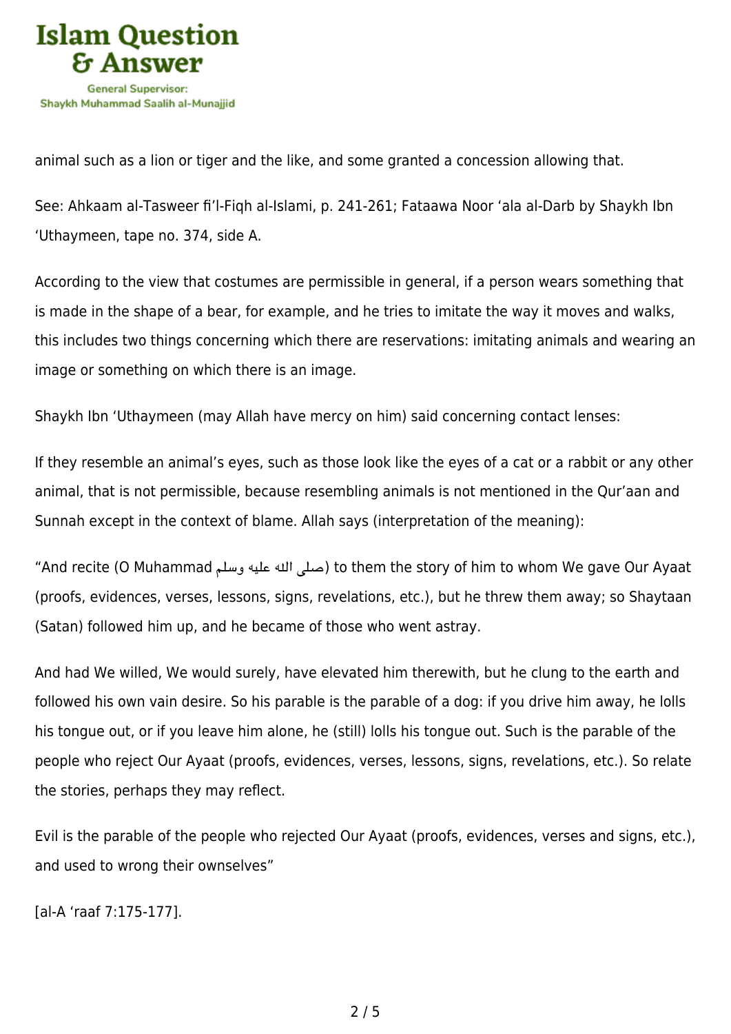animal such as a lion or tiger and the like, and some granted a concession allowing that.

See: Ahkaam al-Tasweer fi'l-Fiqh al-Islami, p. 241-261; Fataawa Noor 'ala al-Darb by Shaykh Ibn 'Uthaymeen, tape no. 374, side A.

According to the view that costumes are permissible in general, if a person wears something that is made in the shape of a bear, for example, and he tries to imitate the way it moves and walks, this includes two things concerning which there are reservations: imitating animals and wearing an image or something on which there is an image.

Shaykh Ibn 'Uthaymeen (may Allah have mercy on him) said concerning contact lenses:

If they resemble an animal's eyes, such as those look like the eyes of a cat or a rabbit or any other animal, that is not permissible, because resembling animals is not mentioned in the Qur'aan and Sunnah except in the context of blame. Allah says (interpretation of the meaning):

"And recite (O Muhammad صلى الله عليه وسلم) to them the story of him to whom We gave Our Ayaat (proofs, evidences, verses, lessons, signs, revelations, etc.), but he threw them away; so Shaytaan (Satan) followed him up, and he became of those who went astray.

And had We willed, We would surely, have elevated him therewith, but he clung to the earth and followed his own vain desire. So his parable is the parable of a dog: if you drive him away, he lolls his tongue out, or if you leave him alone, he (still) lolls his tongue out. Such is the parable of the people who reject Our Ayaat (proofs, evidences, verses, lessons, signs, revelations, etc.). So relate the stories, perhaps they may reflect.

Evil is the parable of the people who rejected Our Ayaat (proofs, evidences, verses and signs, etc.), and used to wrong their ownselves"

[al-A 'raaf 7:175-177].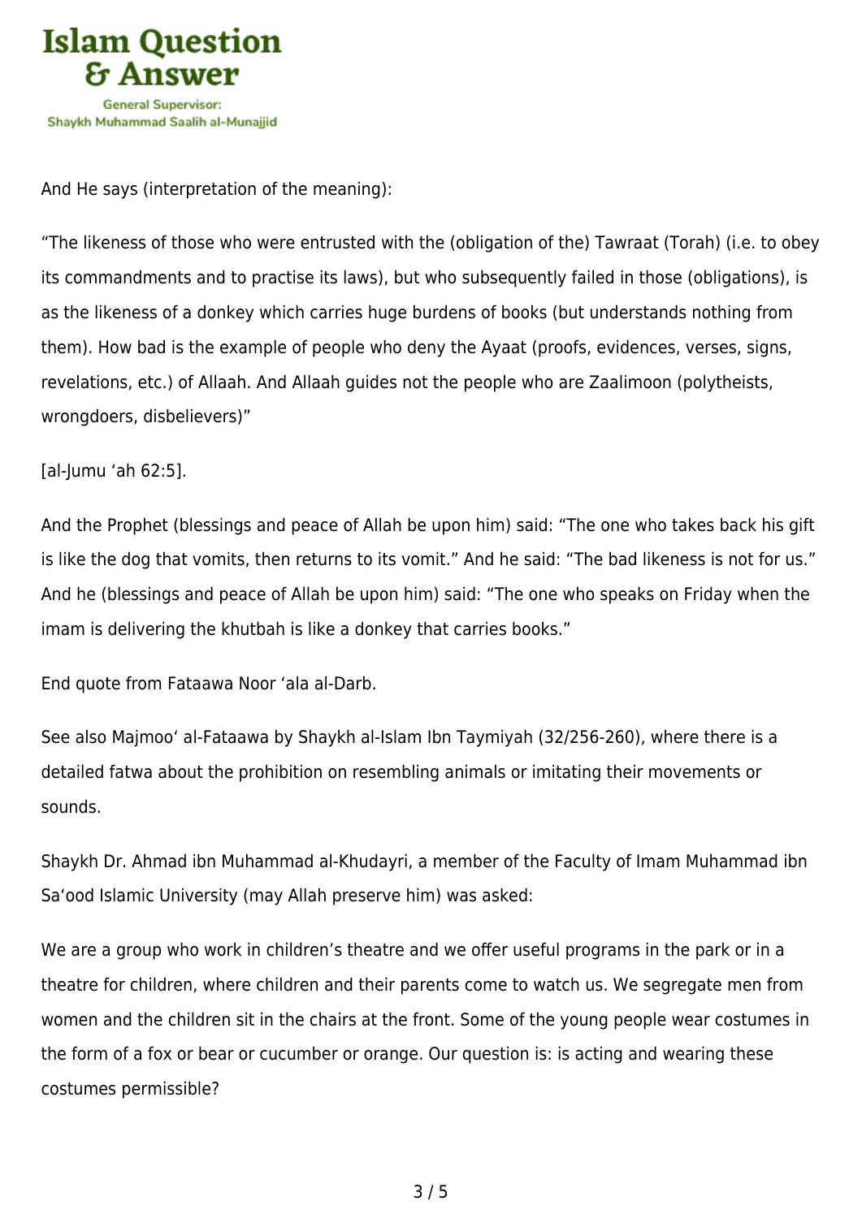And He says (interpretation of the meaning):

"The likeness of those who were entrusted with the (obligation of the) Tawraat (Torah) (i.e. to obey its commandments and to practise its laws), but who subsequently failed in those (obligations), is as the likeness of a donkey which carries huge burdens of books (but understands nothing from them). How bad is the example of people who deny the Ayaat (proofs, evidences, verses, signs, revelations, etc.) of Allaah. And Allaah guides not the people who are Zaalimoon (polytheists, wrongdoers, disbelievers)"

[al-Jumu 'ah 62:5].

And the Prophet (blessings and peace of Allah be upon him) said: "The one who takes back his gift is like the dog that vomits, then returns to its vomit." And he said: "The bad likeness is not for us." And he (blessings and peace of Allah be upon him) said: "The one who speaks on Friday when the imam is delivering the khutbah is like a donkey that carries books."

End quote from Fataawa Noor 'ala al-Darb.

See also Majmoo' al-Fataawa by Shaykh al-Islam Ibn Taymiyah (32/256-260), where there is a detailed fatwa about the prohibition on resembling animals or imitating their movements or sounds.

Shaykh Dr. Ahmad ibn Muhammad al-Khudayri, a member of the Faculty of Imam Muhammad ibn Sa'ood Islamic University (may Allah preserve him) was asked:

We are a group who work in children's theatre and we offer useful programs in the park or in a theatre for children, where children and their parents come to watch us. We segregate men from women and the children sit in the chairs at the front. Some of the young people wear costumes in the form of a fox or bear or cucumber or orange. Our question is: is acting and wearing these costumes permissible?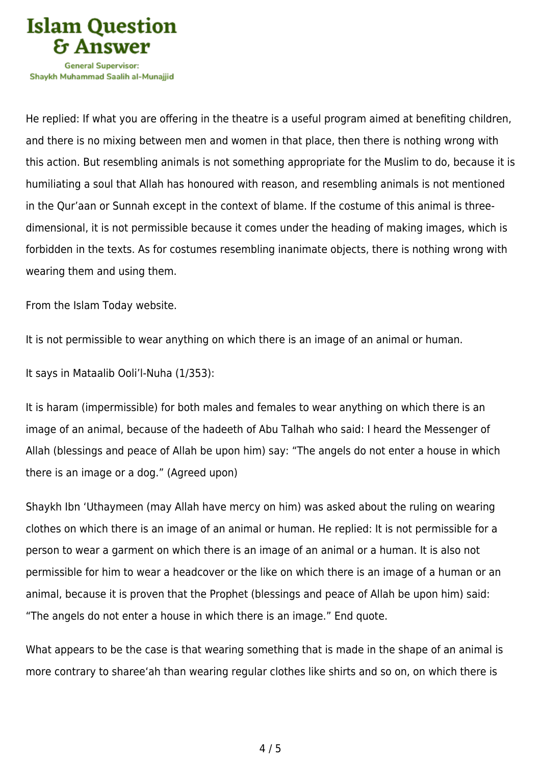He replied: If what you are offering in the theatre is a useful program aimed at benefiting children, and there is no mixing between men and women in that place, then there is nothing wrong with this action. But resembling animals is not something appropriate for the Muslim to do, because it is humiliating a soul that Allah has honoured with reason, and resembling animals is not mentioned in the Qur'aan or Sunnah except in the context of blame. If the costume of this animal is three-dimensional, it is not permissible because it comes under the heading of making images, which is forbidden in the texts. As for costumes resembling inanimate objects, there is nothing wrong with wearing them and using them.

From the Islam Today website.

It is not permissible to wear anything on which there is an image of an animal or human.

It says in Mataalib Ooli'l-Nuha (1/353):

It is haram (impermissible) for both males and females to wear anything on which there is an image of an animal, because of the hadeeth of Abu Talhah who said: I heard the Messenger of Allah (blessings and peace of Allah be upon him) say: "The angels do not enter a house in which there is an image or a dog." (Agreed upon)

Shaykh Ibn 'Uthaymeen (may Allah have mercy on him) was asked about the ruling on wearing clothes on which there is an image of an animal or human. He replied: It is not permissible for a person to wear a garment on which there is an image of an animal or a human. It is also not permissible for him to wear a headcover or the like on which there is an image of a human or an animal, because it is proven that the Prophet (blessings and peace of Allah be upon him) said: "The angels do not enter a house in which there is an image." End quote.

What appears to be the case is that wearing something that is made in the shape of an animal is more contrary to sharee'ah than wearing regular clothes like shirts and so on, on which there is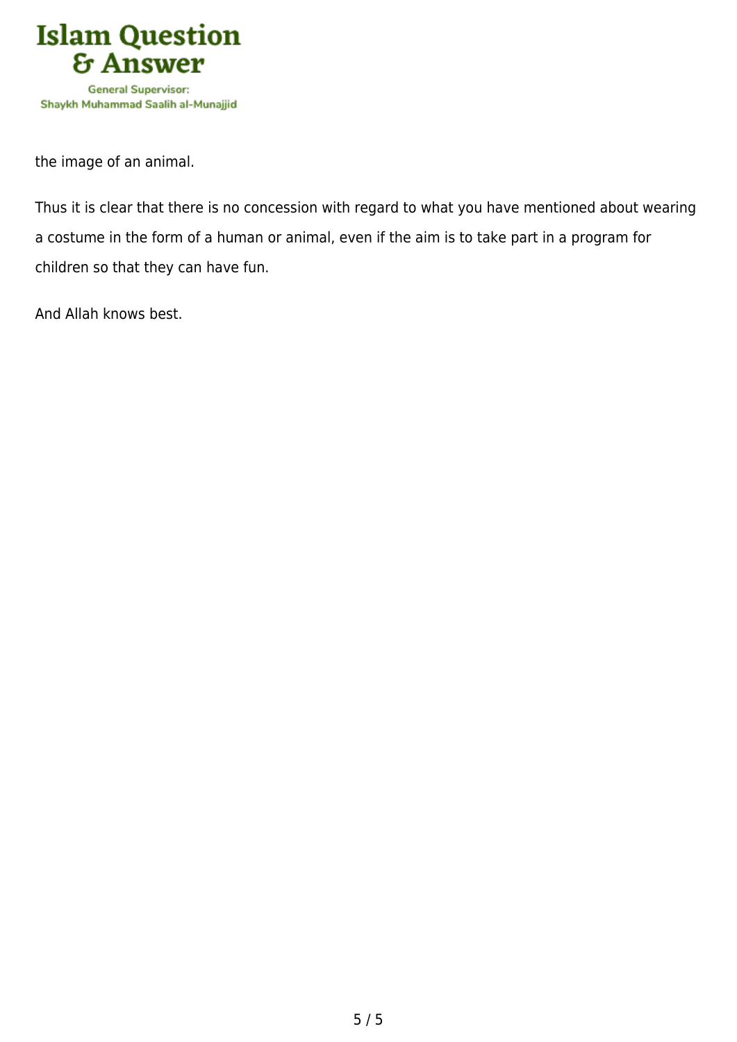the image of an animal.

Thus it is clear that there is no concession with regard to what you have mentioned about wearing a costume in the form of a human or animal, even if the aim is to take part in a program for children so that they can have fun.

And Allah knows best.